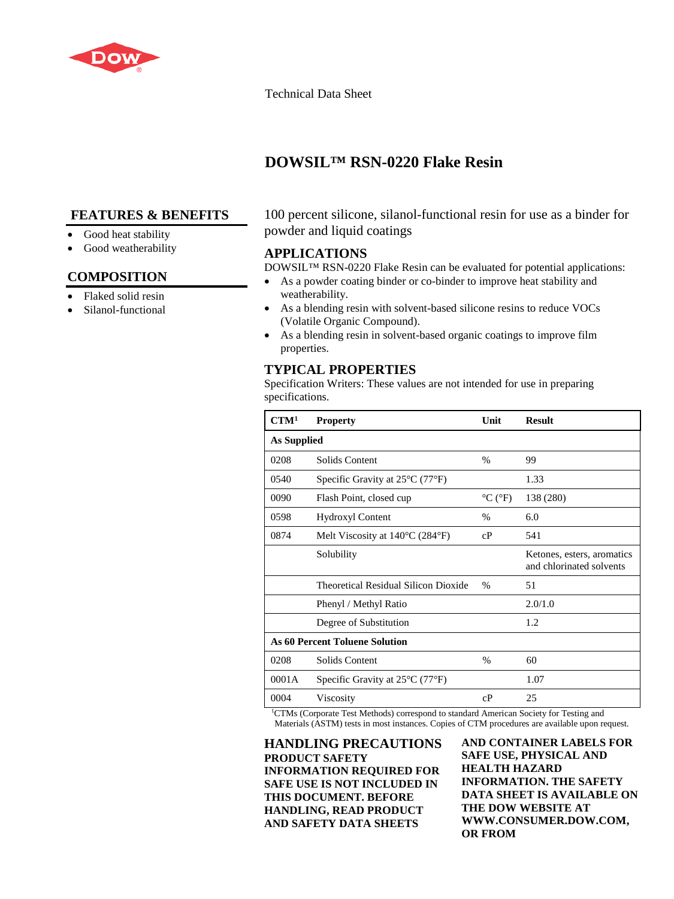Technical Data Sheet

# DOWSIL™ RSN-0220 Flake Resin

## FEATURES & BENEFITS

- Good heat stability
- Good weatherability

## COMPOSITION

- Flaked solid resin
- Silanol-functional

100 percent silicone, silanol-functional resin for use as a binder for powder and liquid coatings

## APPLICATIONS

DOWSIL™ RSN-0220 Flake Resin can be evaluated for potential applications:

- As a powder coating binder or co-binder to improve heat stability and weatherability.
- As a blending resin with solvent-based silicone resins to reduce VOCs (Volatile Organic Compound).
- As a blending resin in solvent-based organic coatings to improve film properties.

## TYPICAL PROPERTIES

Specification Writers: These values are not intended for use in preparing specifications.

| CTM[1] | Property | Unit | Result |
|---|---|---|---|
| **As Supplied** | | | |
| 0208 | Solids Content | % | 99 |
| 0540 | Specific Gravity at 25°C (77°F) | | 1.33 |
| 0090 | Flash Point, closed cup | °C (°F) | 138 (280) |
| 0598 | Hydroxyl Content | % | 6.0 |
| 0874 | Melt Viscosity at 140°C (284°F) | cP | 541 |
| | Solubility | | Ketones, esters, aromatics and chlorinated solvents |
| | Theoretical Residual Silicon Dioxide | % | 51 |
| | Phenyl / Methyl Ratio | | 2.0/1.0 |
| | Degree of Substitution | | 1.2 |
| **As 60 Percent Toluene Solution** | | | |
| 0208 | Solids Content | % | 60 |
| 0001A | Specific Gravity at 25°C (77°F) | | 1.07 |
| 0004 | Viscosity | cP | 25 |

[1]CTMs (Corporate Test Methods) correspond to standard American Society for Testing and Materials (ASTM) tests in most instances. Copies of CTM procedures are available upon request.

## HANDLING PRECAUTIONS

**PRODUCT SAFETY INFORMATION REQUIRED FOR SAFE USE IS NOT INCLUDED IN THIS DOCUMENT. BEFORE HANDLING, READ PRODUCT AND SAFETY DATA SHEETS AND CONTAINER LABELS FOR SAFE USE, PHYSICAL AND HEALTH HAZARD INFORMATION. THE SAFETY DATA SHEET IS AVAILABLE ON THE DOW WEBSITE AT WWW.CONSUMER.DOW.COM, OR FROM**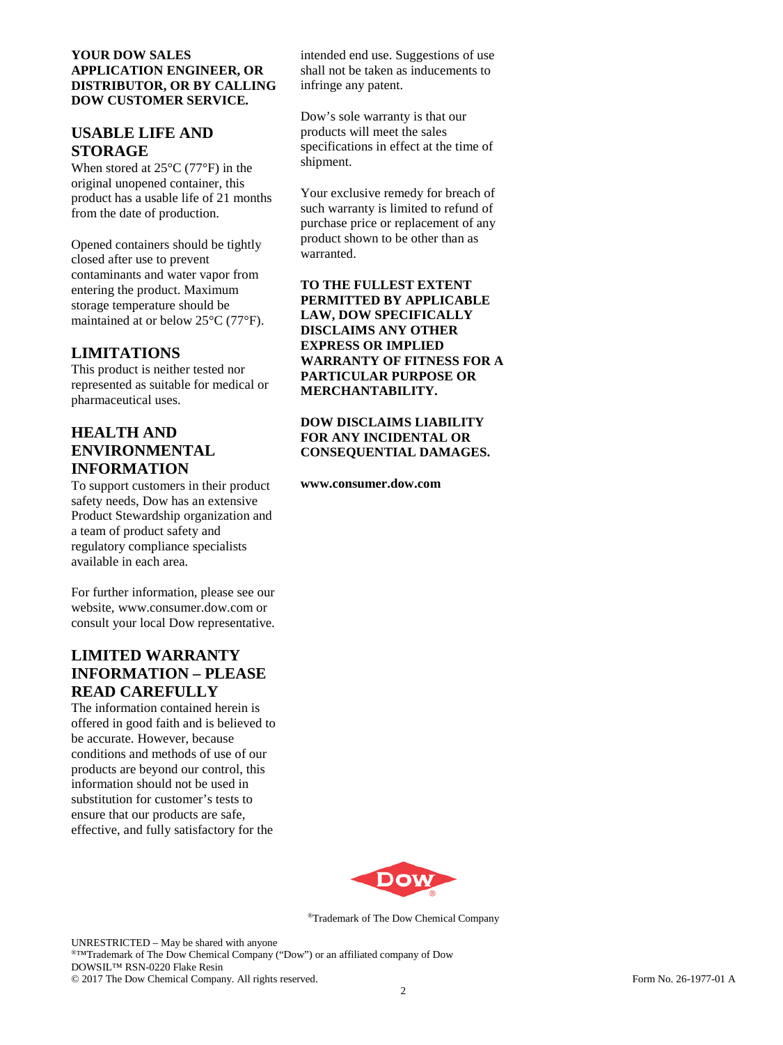**YOUR DOW SALES APPLICATION ENGINEER, OR DISTRIBUTOR, OR BY CALLING DOW CUSTOMER SERVICE.**

## USABLE LIFE AND STORAGE

When stored at 25°C (77°F) in the original unopened container, this product has a usable life of 21 months from the date of production.

Opened containers should be tightly closed after use to prevent contaminants and water vapor from entering the product. Maximum storage temperature should be maintained at or below 25°C (77°F).

## LIMITATIONS

This product is neither tested nor represented as suitable for medical or pharmaceutical uses.

## HEALTH AND ENVIRONMENTAL INFORMATION

To support customers in their product safety needs, Dow has an extensive Product Stewardship organization and a team of product safety and regulatory compliance specialists available in each area.

For further information, please see our website, www.consumer.dow.com or consult your local Dow representative.

## LIMITED WARRANTY INFORMATION – PLEASE READ CAREFULLY

The information contained herein is offered in good faith and is believed to be accurate. However, because conditions and methods of use of our products are beyond our control, this information should not be used in substitution for customer's tests to ensure that our products are safe, effective, and fully satisfactory for the intended end use. Suggestions of use shall not be taken as inducements to infringe any patent.

Dow's sole warranty is that our products will meet the sales specifications in effect at the time of shipment.

Your exclusive remedy for breach of such warranty is limited to refund of purchase price or replacement of any product shown to be other than as warranted.

**TO THE FULLEST EXTENT PERMITTED BY APPLICABLE LAW, DOW SPECIFICALLY DISCLAIMS ANY OTHER EXPRESS OR IMPLIED WARRANTY OF FITNESS FOR A PARTICULAR PURPOSE OR MERCHANTABILITY.**

**DOW DISCLAIMS LIABILITY FOR ANY INCIDENTAL OR CONSEQUENTIAL DAMAGES.**

**www.consumer.dow.com**

®Trademark of The Dow Chemical Company

UNRESTRICTED – May be shared with anyone
®™Trademark of The Dow Chemical Company ("Dow") or an affiliated company of Dow
DOWSIL™ RSN-0220 Flake Resin
© 2017 The Dow Chemical Company. All rights reserved.

Form No. 26-1977-01 A